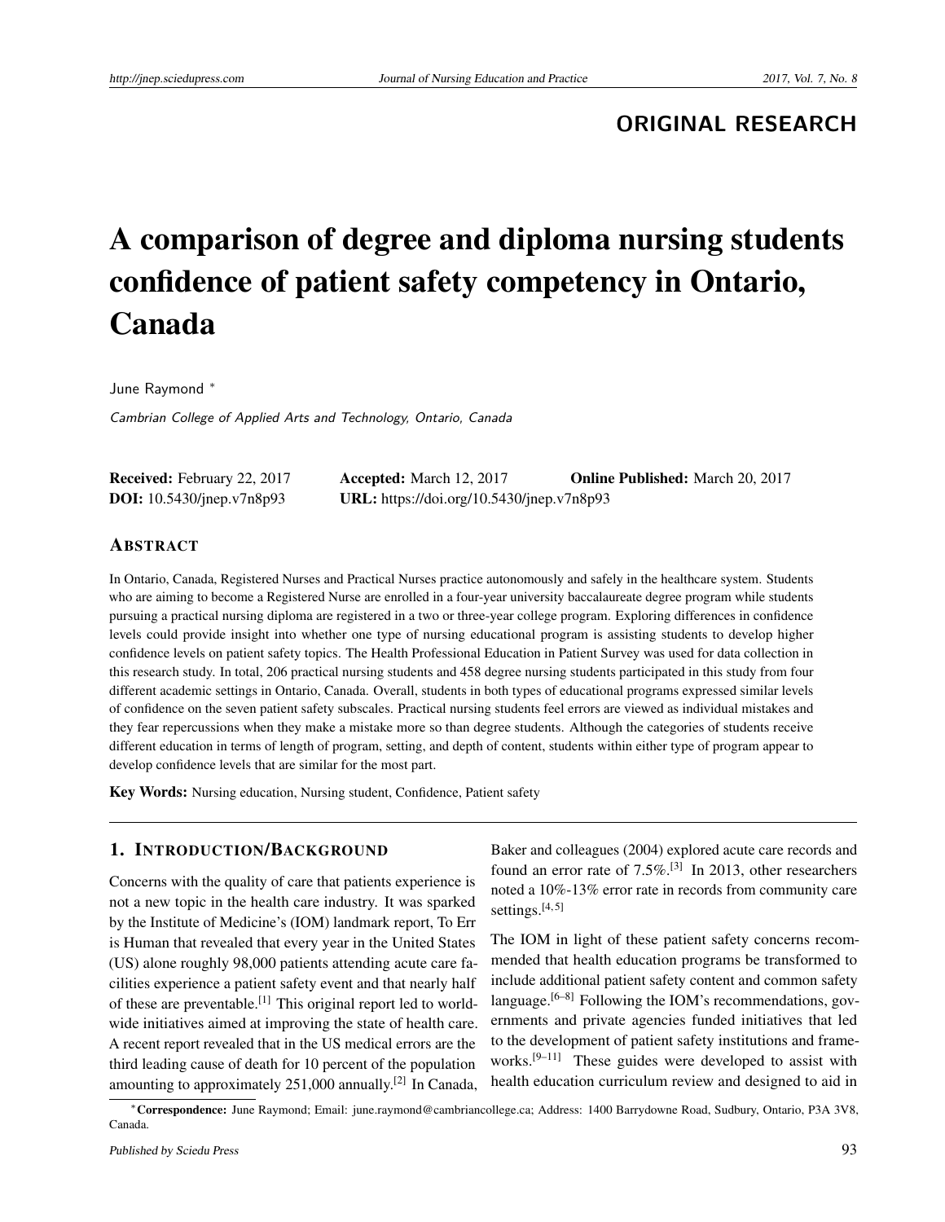**ORIGINAL RESEARCH**

# A comparison of degree and diploma nursing students confidence of patient safety competency in Ontario, Canada

June Raymond *

*Cambrian College of Applied Arts and Technology, Ontario, Canada*

**Received:** February 22, 2017 **Accepted:** March 12, 2017 **Online Published:** March 20, 2017
**DOI:** 10.5430/jnep.v7n8p93 **URL:** https://doi.org/10.5430/jnep.v7n8p93

## ABSTRACT

In Ontario, Canada, Registered Nurses and Practical Nurses practice autonomously and safely in the healthcare system. Students who are aiming to become a Registered Nurse are enrolled in a four-year university baccalaureate degree program while students pursuing a practical nursing diploma are registered in a two or three-year college program. Exploring differences in confidence levels could provide insight into whether one type of nursing educational program is assisting students to develop higher confidence levels on patient safety topics. The Health Professional Education in Patient Survey was used for data collection in this research study. In total, 206 practical nursing students and 458 degree nursing students participated in this study from four different academic settings in Ontario, Canada. Overall, students in both types of educational programs expressed similar levels of confidence on the seven patient safety subscales. Practical nursing students feel errors are viewed as individual mistakes and they fear repercussions when they make a mistake more so than degree students. Although the categories of students receive different education in terms of length of program, setting, and depth of content, students within either type of program appear to develop confidence levels that are similar for the most part.

**Key Words:** Nursing education, Nursing student, Confidence, Patient safety

## 1. INTRODUCTION/BACKGROUND

Concerns with the quality of care that patients experience is not a new topic in the health care industry. It was sparked by the Institute of Medicine's (IOM) landmark report, To Err is Human that revealed that every year in the United States (US) alone roughly 98,000 patients attending acute care facilities experience a patient safety event and that nearly half of these are preventable.[1] This original report led to worldwide initiatives aimed at improving the state of health care. A recent report revealed that in the US medical errors are the third leading cause of death for 10 percent of the population amounting to approximately 251,000 annually.[2] In Canada, Baker and colleagues (2004) explored acute care records and found an error rate of 7.5%.[3] In 2013, other researchers noted a 10%-13% error rate in records from community care settings.[4, 5]

The IOM in light of these patient safety concerns recommended that health education programs be transformed to include additional patient safety content and common safety language.[6–8] Following the IOM's recommendations, governments and private agencies funded initiatives that led to the development of patient safety institutions and frameworks.[9–11] These guides were developed to assist with health education curriculum review and designed to aid in

---

*Correspondence: June Raymond; Email: june.raymond@cambriancollege.ca; Address: 1400 Barrydowne Road, Sudbury, Ontario, P3A 3V8, Canada.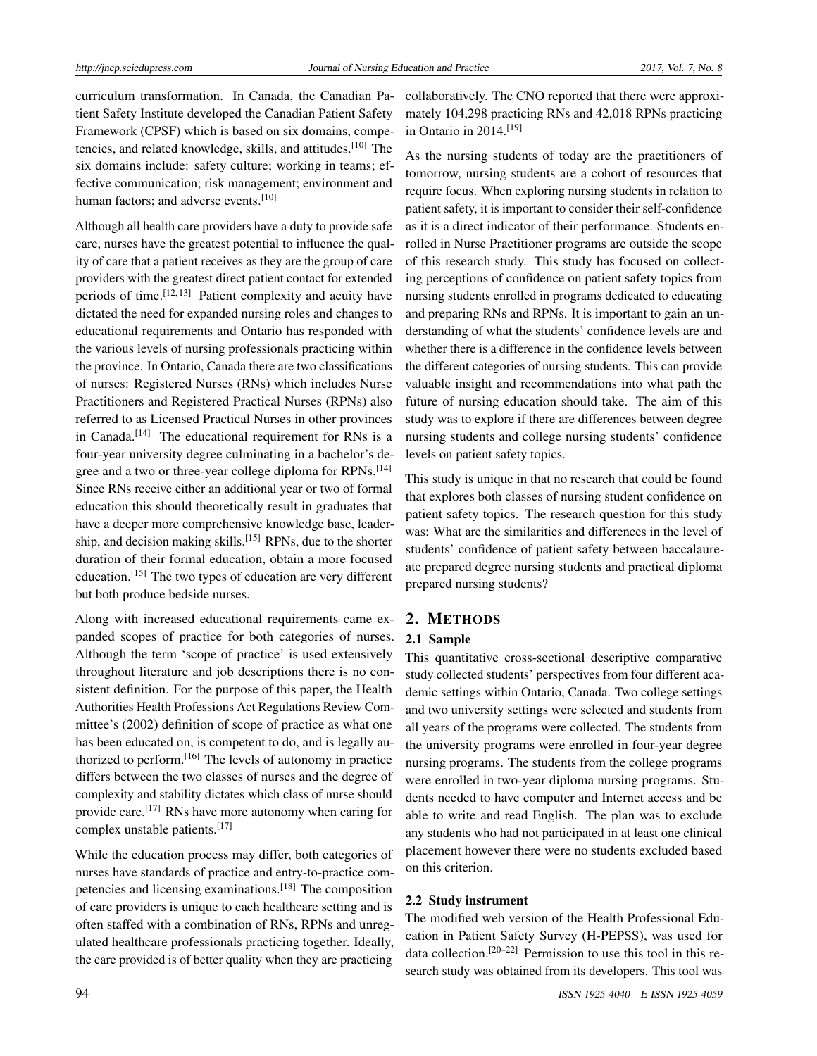curriculum transformation. In Canada, the Canadian Patient Safety Institute developed the Canadian Patient Safety Framework (CPSF) which is based on six domains, competencies, and related knowledge, skills, and attitudes.[10] The six domains include: safety culture; working in teams; effective communication; risk management; environment and human factors; and adverse events.[10]

Although all health care providers have a duty to provide safe care, nurses have the greatest potential to influence the quality of care that a patient receives as they are the group of care providers with the greatest direct patient contact for extended periods of time.[12, 13] Patient complexity and acuity have dictated the need for expanded nursing roles and changes to educational requirements and Ontario has responded with the various levels of nursing professionals practicing within the province. In Ontario, Canada there are two classifications of nurses: Registered Nurses (RNs) which includes Nurse Practitioners and Registered Practical Nurses (RPNs) also referred to as Licensed Practical Nurses in other provinces in Canada.[14] The educational requirement for RNs is a four-year university degree culminating in a bachelor's degree and a two or three-year college diploma for RPNs.[14] Since RNs receive either an additional year or two of formal education this should theoretically result in graduates that have a deeper more comprehensive knowledge base, leadership, and decision making skills.[15] RPNs, due to the shorter duration of their formal education, obtain a more focused education.[15] The two types of education are very different but both produce bedside nurses.

Along with increased educational requirements came expanded scopes of practice for both categories of nurses. Although the term 'scope of practice' is used extensively throughout literature and job descriptions there is no consistent definition. For the purpose of this paper, the Health Authorities Health Professions Act Regulations Review Committee's (2002) definition of scope of practice as what one has been educated on, is competent to do, and is legally authorized to perform.[16] The levels of autonomy in practice differs between the two classes of nurses and the degree of complexity and stability dictates which class of nurse should provide care.[17] RNs have more autonomy when caring for complex unstable patients.[17]

While the education process may differ, both categories of nurses have standards of practice and entry-to-practice competencies and licensing examinations.[18] The composition of care providers is unique to each healthcare setting and is often staffed with a combination of RNs, RPNs and unregulated healthcare professionals practicing together. Ideally, the care provided is of better quality when they are practicing collaboratively. The CNO reported that there were approximately 104,298 practicing RNs and 42,018 RPNs practicing in Ontario in 2014.[19]

As the nursing students of today are the practitioners of tomorrow, nursing students are a cohort of resources that require focus. When exploring nursing students in relation to patient safety, it is important to consider their self-confidence as it is a direct indicator of their performance. Students enrolled in Nurse Practitioner programs are outside the scope of this research study. This study has focused on collecting perceptions of confidence on patient safety topics from nursing students enrolled in programs dedicated to educating and preparing RNs and RPNs. It is important to gain an understanding of what the students' confidence levels are and whether there is a difference in the confidence levels between the different categories of nursing students. This can provide valuable insight and recommendations into what path the future of nursing education should take. The aim of this study was to explore if there are differences between degree nursing students and college nursing students' confidence levels on patient safety topics.

This study is unique in that no research that could be found that explores both classes of nursing student confidence on patient safety topics. The research question for this study was: What are the similarities and differences in the level of students' confidence of patient safety between baccalaureate prepared degree nursing students and practical diploma prepared nursing students?

## 2. METHODS

### 2.1 Sample

This quantitative cross-sectional descriptive comparative study collected students' perspectives from four different academic settings within Ontario, Canada. Two college settings and two university settings were selected and students from all years of the programs were collected. The students from the university programs were enrolled in four-year degree nursing programs. The students from the college programs were enrolled in two-year diploma nursing programs. Students needed to have computer and Internet access and be able to write and read English. The plan was to exclude any students who had not participated in at least one clinical placement however there were no students excluded based on this criterion.

### 2.2 Study instrument

The modified web version of the Health Professional Education in Patient Safety Survey (H-PEPSS), was used for data collection.[20–22] Permission to use this tool in this research study was obtained from its developers. This tool was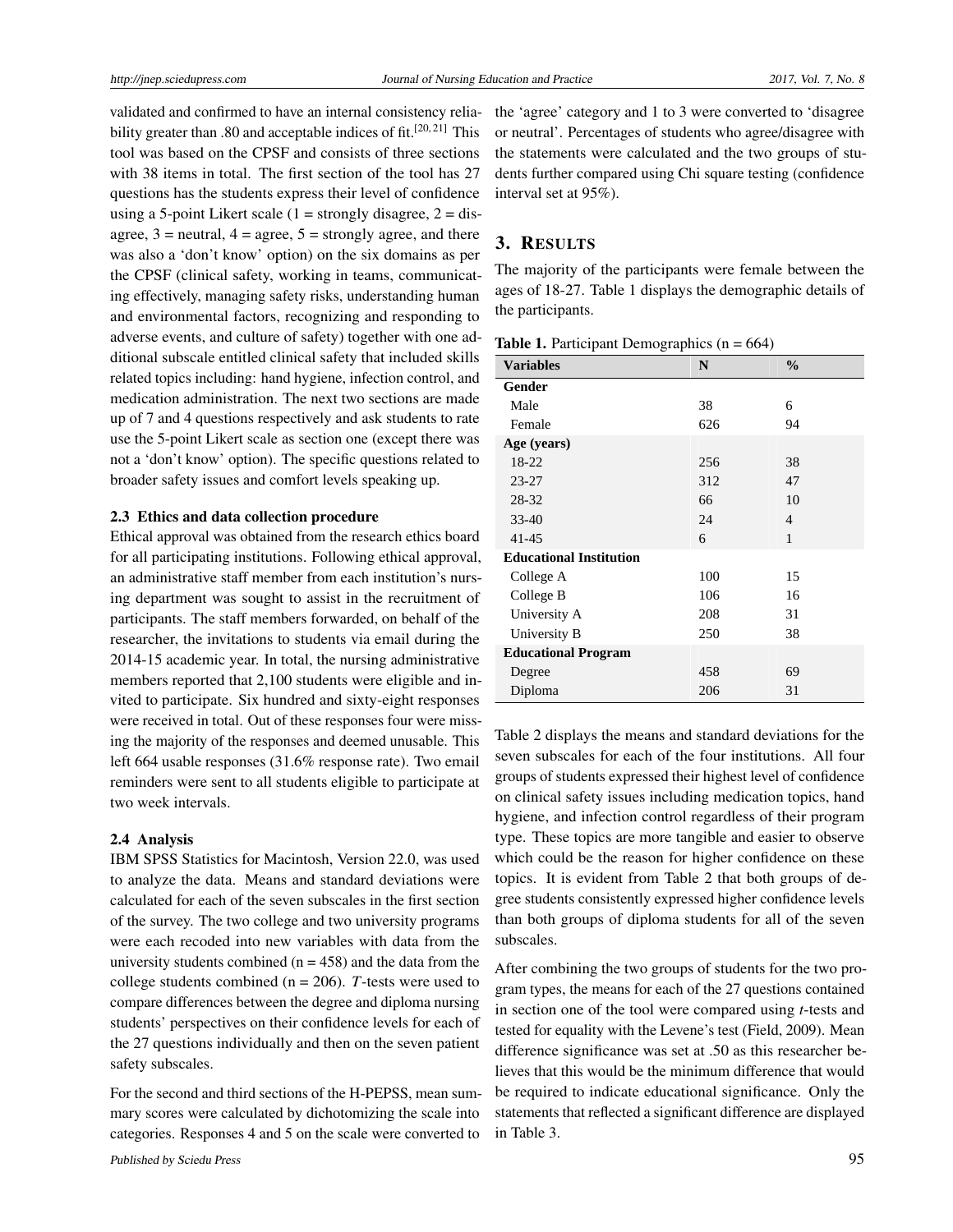validated and confirmed to have an internal consistency reliability greater than .80 and acceptable indices of fit.[20, 21] This tool was based on the CPSF and consists of three sections with 38 items in total. The first section of the tool has 27 questions has the students express their level of confidence using a 5-point Likert scale (1 = strongly disagree, 2 = disagree, 3 = neutral, 4 = agree, 5 = strongly agree, and there was also a 'don't know' option) on the six domains as per the CPSF (clinical safety, working in teams, communicating effectively, managing safety risks, understanding human and environmental factors, recognizing and responding to adverse events, and culture of safety) together with one additional subscale entitled clinical safety that included skills related topics including: hand hygiene, infection control, and medication administration. The next two sections are made up of 7 and 4 questions respectively and ask students to rate use the 5-point Likert scale as section one (except there was not a 'don't know' option). The specific questions related to broader safety issues and comfort levels speaking up.

### 2.3 Ethics and data collection procedure

Ethical approval was obtained from the research ethics board for all participating institutions. Following ethical approval, an administrative staff member from each institution's nursing department was sought to assist in the recruitment of participants. The staff members forwarded, on behalf of the researcher, the invitations to students via email during the 2014-15 academic year. In total, the nursing administrative members reported that 2,100 students were eligible and invited to participate. Six hundred and sixty-eight responses were received in total. Out of these responses four were missing the majority of the responses and deemed unusable. This left 664 usable responses (31.6% response rate). Two email reminders were sent to all students eligible to participate at two week intervals.

### 2.4 Analysis

IBM SPSS Statistics for Macintosh, Version 22.0, was used to analyze the data. Means and standard deviations were calculated for each of the seven subscales in the first section of the survey. The two college and two university programs were each recoded into new variables with data from the university students combined (n = 458) and the data from the college students combined (n = 206). *T*-tests were used to compare differences between the degree and diploma nursing students' perspectives on their confidence levels for each of the 27 questions individually and then on the seven patient safety subscales.

For the second and third sections of the H-PEPSS, mean summary scores were calculated by dichotomizing the scale into categories. Responses 4 and 5 on the scale were converted to the 'agree' category and 1 to 3 were converted to 'disagree or neutral'. Percentages of students who agree/disagree with the statements were calculated and the two groups of students further compared using Chi square testing (confidence interval set at 95%).

## 3. Results

The majority of the participants were female between the ages of 18-27. Table 1 displays the demographic details of the participants.

**Table 1.** Participant Demographics (n = 664)

| Variables | N | % |
|---|---|---|
| **Gender** | | |
| Male | 38 | 6 |
| Female | 626 | 94 |
| **Age (years)** | | |
| 18-22 | 256 | 38 |
| 23-27 | 312 | 47 |
| 28-32 | 66 | 10 |
| 33-40 | 24 | 4 |
| 41-45 | 6 | 1 |
| **Educational Institution** | | |
| College A | 100 | 15 |
| College B | 106 | 16 |
| University A | 208 | 31 |
| University B | 250 | 38 |
| **Educational Program** | | |
| Degree | 458 | 69 |
| Diploma | 206 | 31 |

Table 2 displays the means and standard deviations for the seven subscales for each of the four institutions. All four groups of students expressed their highest level of confidence on clinical safety issues including medication topics, hand hygiene, and infection control regardless of their program type. These topics are more tangible and easier to observe which could be the reason for higher confidence on these topics. It is evident from Table 2 that both groups of degree students consistently expressed higher confidence levels than both groups of diploma students for all of the seven subscales.

After combining the two groups of students for the two program types, the means for each of the 27 questions contained in section one of the tool were compared using *t*-tests and tested for equality with the Levene's test (Field, 2009). Mean difference significance was set at .50 as this researcher believes that this would be the minimum difference that would be required to indicate educational significance. Only the statements that reflected a significant difference are displayed in Table 3.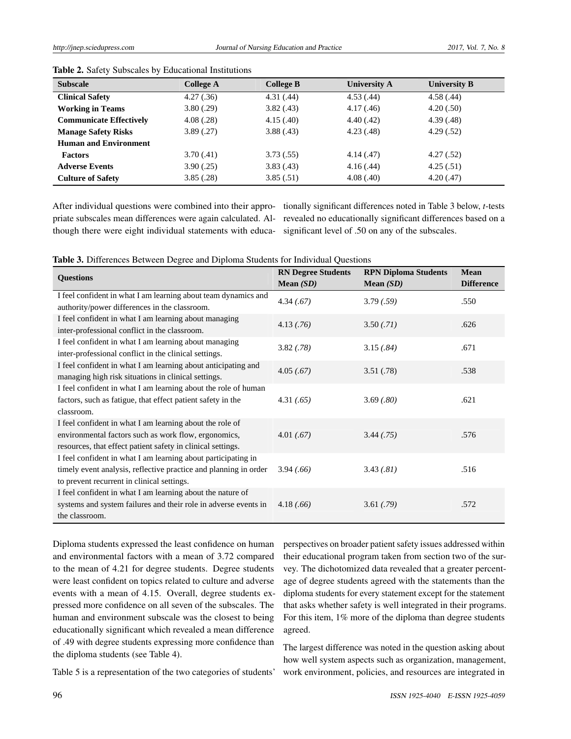**Table 2.** Safety Subscales by Educational Institutions

| Subscale | College A | College B | University A | University B |
|---|---|---|---|---|
| **Clinical Safety** | 4.27 (.36) | 4.31 (.44) | 4.53 (.44) | 4.58 (.44) |
| **Working in Teams** | 3.80 (.29) | 3.82 (.43) | 4.17 (.46) | 4.20 (.50) |
| **Communicate Effectively** | 4.08 (.28) | 4.15 (.40) | 4.40 (.42) | 4.39 (.48) |
| **Manage Safety Risks** | 3.89 (.27) | 3.88 (.43) | 4.23 (.48) | 4.29 (.52) |
| **Human and Environment Factors** | 3.70 (.41) | 3.73 (.55) | 4.14 (.47) | 4.27 (.52) |
| **Adverse Events** | 3.90 (.25) | 3.83 (.43) | 4.16 (.44) | 4.25 (.51) |
| **Culture of Safety** | 3.85 (.28) | 3.85 (.51) | 4.08 (.40) | 4.20 (.47) |

After individual questions were combined into their appropriate subscales mean differences were again calculated. Although there were eight individual statements with educationally significant differences noted in Table 3 below, *t*-tests revealed no educationally significant differences based on a significant level of .50 on any of the subscales.

**Table 3.** Differences Between Degree and Diploma Students for Individual Questions

| Questions | RN Degree Students Mean *(SD)* | RPN Diploma Students Mean *(SD)* | Mean Difference |
|---|---|---|---|
| I feel confident in what I am learning about team dynamics and authority/power differences in the classroom. | 4.34 *(.67)* | 3.79 *(.59)* | .550 |
| I feel confident in what I am learning about managing inter-professional conflict in the classroom. | 4.13 *(.76)* | 3.50 *(.71)* | .626 |
| I feel confident in what I am learning about managing inter-professional conflict in the clinical settings. | 3.82 *(.78)* | 3.15 *(.84)* | .671 |
| I feel confident in what I am learning about anticipating and managing high risk situations in clinical settings. | 4.05 *(.67)* | 3.51 (.78) | .538 |
| I feel confident in what I am learning about the role of human factors, such as fatigue, that effect patient safety in the classroom. | 4.31 *(.65)* | 3.69 *(.80)* | .621 |
| I feel confident in what I am learning about the role of environmental factors such as work flow, ergonomics, resources, that effect patient safety in clinical settings. | 4.01 *(.67)* | 3.44 *(.75)* | .576 |
| I feel confident in what I am learning about participating in timely event analysis, reflective practice and planning in order to prevent recurrent in clinical settings. | 3.94 *(.66)* | 3.43 *(.81)* | .516 |
| I feel confident in what I am learning about the nature of systems and system failures and their role in adverse events in the classroom. | 4.18 *(.66)* | 3.61 *(.79)* | .572 |

Diploma students expressed the least confidence on human and environmental factors with a mean of 3.72 compared to the mean of 4.21 for degree students. Degree students were least confident on topics related to culture and adverse events with a mean of 4.15. Overall, degree students expressed more confidence on all seven of the subscales. The human and environment subscale was the closest to being educationally significant which revealed a mean difference of .49 with degree students expressing more confidence than the diploma students (see Table 4).

Table 5 is a representation of the two categories of students' perspectives on broader patient safety issues addressed within their educational program taken from section two of the survey. The dichotomized data revealed that a greater percentage of degree students agreed with the statements than the diploma students for every statement except for the statement that asks whether safety is well integrated in their programs. For this item, 1% more of the diploma than degree students agreed.

The largest difference was noted in the question asking about how well system aspects such as organization, management, work environment, policies, and resources are integrated in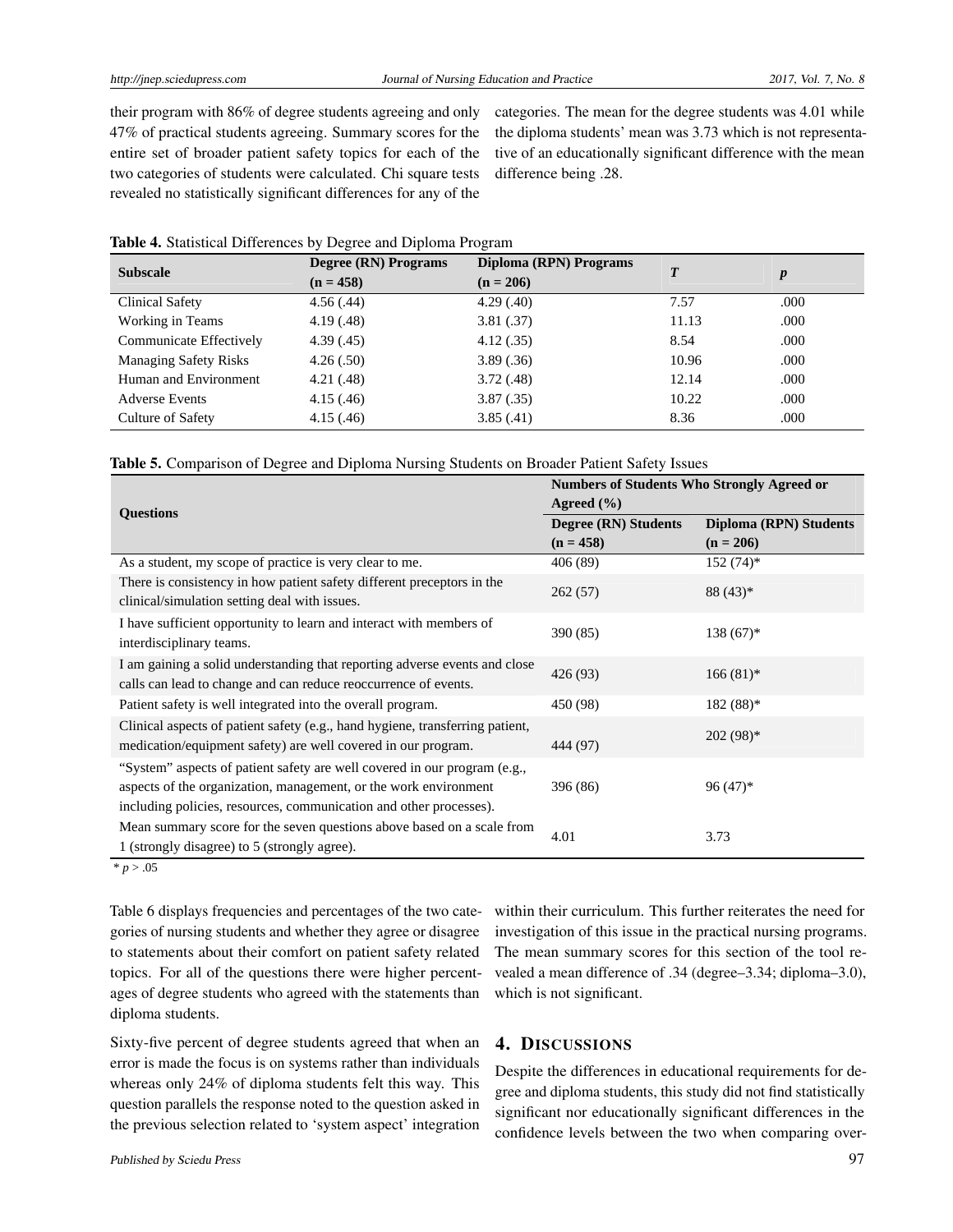their program with 86% of degree students agreeing and only 47% of practical students agreeing. Summary scores for the entire set of broader patient safety topics for each of the two categories of students were calculated. Chi square tests revealed no statistically significant differences for any of the categories. The mean for the degree students was 4.01 while the diploma students' mean was 3.73 which is not representative of an educationally significant difference with the mean difference being .28.

**Table 4.** Statistical Differences by Degree and Diploma Program

| Subscale | Degree (RN) Programs (n = 458) | Diploma (RPN) Programs (n = 206) | *T* | *p* |
|---|---|---|---|---|
| Clinical Safety | 4.56 (.44) | 4.29 (.40) | 7.57 | .000 |
| Working in Teams | 4.19 (.48) | 3.81 (.37) | 11.13 | .000 |
| Communicate Effectively | 4.39 (.45) | 4.12 (.35) | 8.54 | .000 |
| Managing Safety Risks | 4.26 (.50) | 3.89 (.36) | 10.96 | .000 |
| Human and Environment | 4.21 (.48) | 3.72 (.48) | 12.14 | .000 |
| Adverse Events | 4.15 (.46) | 3.87 (.35) | 10.22 | .000 |
| Culture of Safety | 4.15 (.46) | 3.85 (.41) | 8.36 | .000 |

**Table 5.** Comparison of Degree and Diploma Nursing Students on Broader Patient Safety Issues

| Questions | Numbers of Students Who Strongly Agreed or Agreed (%) | |
|---|---|---|
| | Degree (RN) Students (n = 458) | Diploma (RPN) Students (n = 206) |
| As a student, my scope of practice is very clear to me. | 406 (89) | 152 (74)* |
| There is consistency in how patient safety different preceptors in the clinical/simulation setting deal with issues. | 262 (57) | 88 (43)* |
| I have sufficient opportunity to learn and interact with members of interdisciplinary teams. | 390 (85) | 138 (67)* |
| I am gaining a solid understanding that reporting adverse events and close calls can lead to change and can reduce reoccurrence of events. | 426 (93) | 166 (81)* |
| Patient safety is well integrated into the overall program. | 450 (98) | 182 (88)* |
| Clinical aspects of patient safety (e.g., hand hygiene, transferring patient, medication/equipment safety) are well covered in our program. | 444 (97) | 202 (98)* |
| "System" aspects of patient safety are well covered in our program (e.g., aspects of the organization, management, or the work environment including policies, resources, communication and other processes). | 396 (86) | 96 (47)* |
| Mean summary score for the seven questions above based on a scale from 1 (strongly disagree) to 5 (strongly agree). | 4.01 | 3.73 |

\* $p > .05$

Table 6 displays frequencies and percentages of the two categories of nursing students and whether they agree or disagree to statements about their comfort on patient safety related topics. For all of the questions there were higher percentages of degree students who agreed with the statements than diploma students.

Sixty-five percent of degree students agreed that when an error is made the focus is on systems rather than individuals whereas only 24% of diploma students felt this way. This question parallels the response noted to the question asked in the previous selection related to 'system aspect' integration within their curriculum. This further reiterates the need for investigation of this issue in the practical nursing programs. The mean summary scores for this section of the tool revealed a mean difference of .34 (degree–3.34; diploma–3.0), which is not significant.

## 4. DISCUSSIONS

Despite the differences in educational requirements for degree and diploma students, this study did not find statistically significant nor educationally significant differences in the confidence levels between the two when comparing over-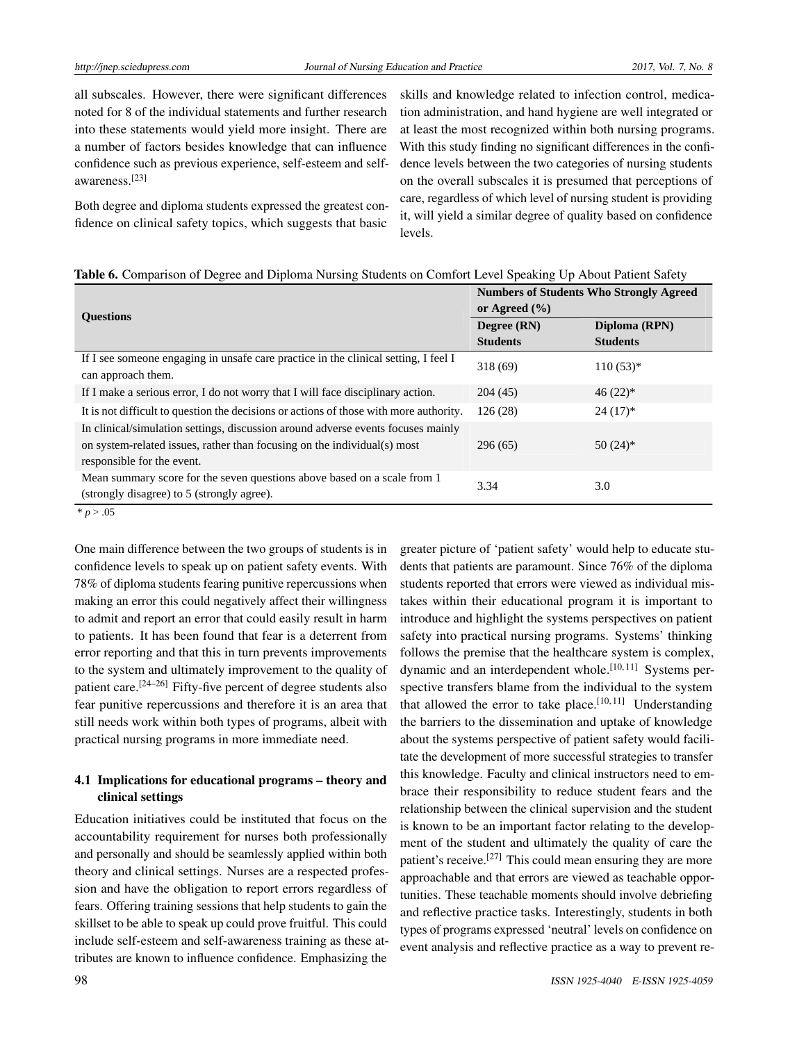all subscales. However, there were significant differences noted for 8 of the individual statements and further research into these statements would yield more insight. There are a number of factors besides knowledge that can influence confidence such as previous experience, self-esteem and self-awareness.[23]

Both degree and diploma students expressed the greatest confidence on clinical safety topics, which suggests that basic skills and knowledge related to infection control, medication administration, and hand hygiene are well integrated or at least the most recognized within both nursing programs. With this study finding no significant differences in the confidence levels between the two categories of nursing students on the overall subscales it is presumed that perceptions of care, regardless of which level of nursing student is providing it, will yield a similar degree of quality based on confidence levels.

**Table 6.** Comparison of Degree and Diploma Nursing Students on Comfort Level Speaking Up About Patient Safety

| Questions | Numbers of Students Who Strongly Agreed or Agreed (%) | |
|---|---|---|
| | Degree (RN) Students | Diploma (RPN) Students |
| If I see someone engaging in unsafe care practice in the clinical setting, I feel I can approach them. | 318 (69) | 110 (53)* |
| If I make a serious error, I do not worry that I will face disciplinary action. | 204 (45) | 46 (22)* |
| It is not difficult to question the decisions or actions of those with more authority. | 126 (28) | 24 (17)* |
| In clinical/simulation settings, discussion around adverse events focuses mainly on system-related issues, rather than focusing on the individual(s) most responsible for the event. | 296 (65) | 50 (24)* |
| Mean summary score for the seven questions above based on a scale from 1 (strongly disagree) to 5 (strongly agree). | 3.34 | 3.0 |

\* $p > .05$

One main difference between the two groups of students is in confidence levels to speak up on patient safety events. With 78% of diploma students fearing punitive repercussions when making an error this could negatively affect their willingness to admit and report an error that could easily result in harm to patients. It has been found that fear is a deterrent from error reporting and that this in turn prevents improvements to the system and ultimately improvement to the quality of patient care.[24–26] Fifty-five percent of degree students also fear punitive repercussions and therefore it is an area that still needs work within both types of programs, albeit with practical nursing programs in more immediate need.

### 4.1 Implications for educational programs – theory and clinical settings

Education initiatives could be instituted that focus on the accountability requirement for nurses both professionally and personally and should be seamlessly applied within both theory and clinical settings. Nurses are a respected profession and have the obligation to report errors regardless of fears. Offering training sessions that help students to gain the skillset to be able to speak up could prove fruitful. This could include self-esteem and self-awareness training as these attributes are known to influence confidence. Emphasizing the greater picture of 'patient safety' would help to educate students that patients are paramount. Since 76% of the diploma students reported that errors were viewed as individual mistakes within their educational program it is important to introduce and highlight the systems perspectives on patient safety into practical nursing programs. Systems' thinking follows the premise that the healthcare system is complex, dynamic and an interdependent whole.[10,11] Systems perspective transfers blame from the individual to the system that allowed the error to take place.[10,11] Understanding the barriers to the dissemination and uptake of knowledge about the systems perspective of patient safety would facilitate the development of more successful strategies to transfer this knowledge. Faculty and clinical instructors need to embrace their responsibility to reduce student fears and the relationship between the clinical supervision and the student is known to be an important factor relating to the development of the student and ultimately the quality of care the patient's receive.[27] This could mean ensuring they are more approachable and that errors are viewed as teachable opportunities. These teachable moments should involve debriefing and reflective practice tasks. Interestingly, students in both types of programs expressed 'neutral' levels on confidence on event analysis and reflective practice as a way to prevent re-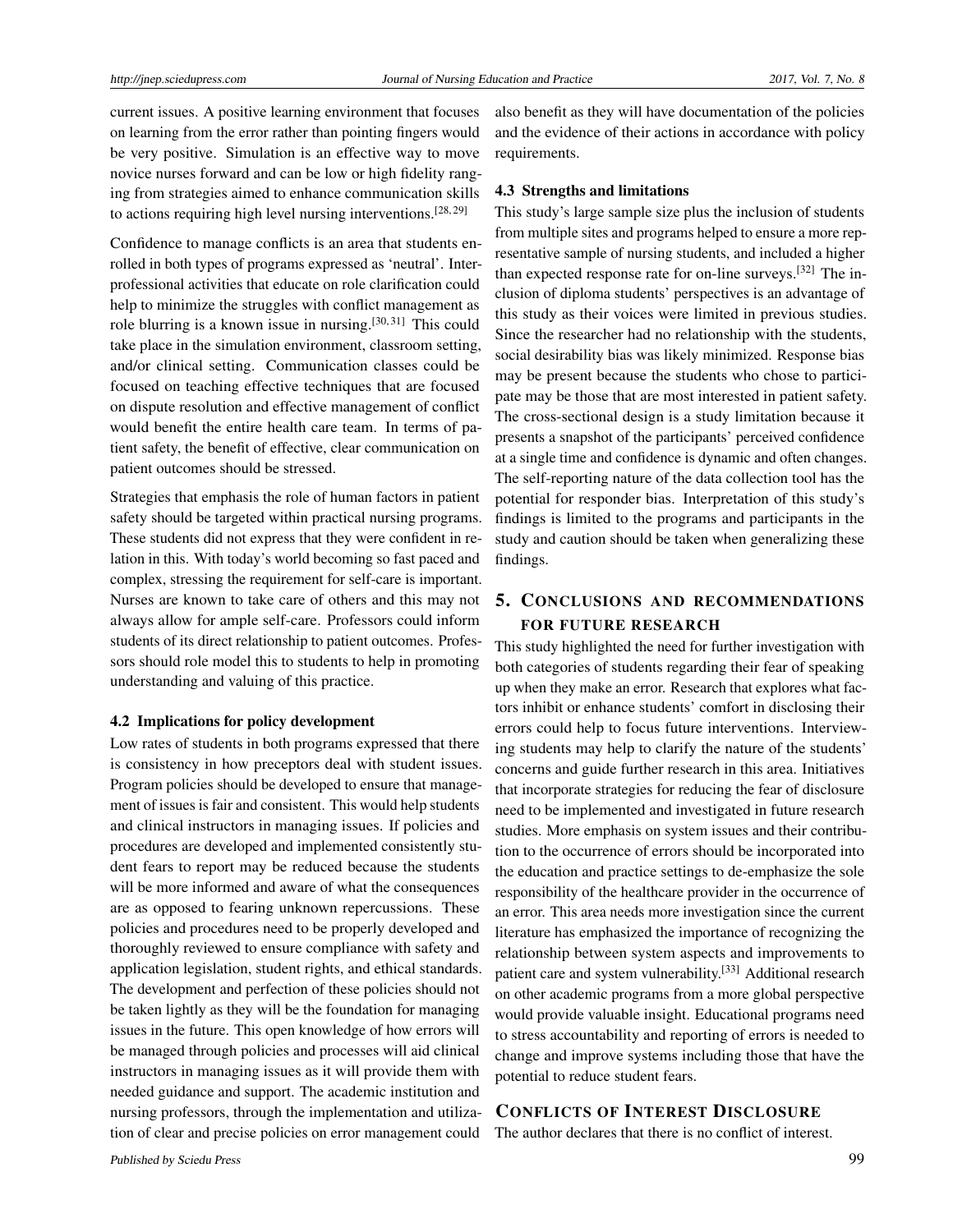current issues. A positive learning environment that focuses on learning from the error rather than pointing fingers would be very positive. Simulation is an effective way to move novice nurses forward and can be low or high fidelity ranging from strategies aimed to enhance communication skills to actions requiring high level nursing interventions.[28, 29]

Confidence to manage conflicts is an area that students enrolled in both types of programs expressed as 'neutral'. Interprofessional activities that educate on role clarification could help to minimize the struggles with conflict management as role blurring is a known issue in nursing.[30, 31] This could take place in the simulation environment, classroom setting, and/or clinical setting. Communication classes could be focused on teaching effective techniques that are focused on dispute resolution and effective management of conflict would benefit the entire health care team. In terms of patient safety, the benefit of effective, clear communication on patient outcomes should be stressed.

Strategies that emphasis the role of human factors in patient safety should be targeted within practical nursing programs. These students did not express that they were confident in relation in this. With today's world becoming so fast paced and complex, stressing the requirement for self-care is important. Nurses are known to take care of others and this may not always allow for ample self-care. Professors could inform students of its direct relationship to patient outcomes. Professors should role model this to students to help in promoting understanding and valuing of this practice.

### 4.2 Implications for policy development

Low rates of students in both programs expressed that there is consistency in how preceptors deal with student issues. Program policies should be developed to ensure that management of issues is fair and consistent. This would help students and clinical instructors in managing issues. If policies and procedures are developed and implemented consistently student fears to report may be reduced because the students will be more informed and aware of what the consequences are as opposed to fearing unknown repercussions. These policies and procedures need to be properly developed and thoroughly reviewed to ensure compliance with safety and application legislation, student rights, and ethical standards. The development and perfection of these policies should not be taken lightly as they will be the foundation for managing issues in the future. This open knowledge of how errors will be managed through policies and processes will aid clinical instructors in managing issues as it will provide them with needed guidance and support. The academic institution and nursing professors, through the implementation and utilization of clear and precise policies on error management could also benefit as they will have documentation of the policies and the evidence of their actions in accordance with policy requirements.

### 4.3 Strengths and limitations

This study's large sample size plus the inclusion of students from multiple sites and programs helped to ensure a more representative sample of nursing students, and included a higher than expected response rate for on-line surveys.[32] The inclusion of diploma students' perspectives is an advantage of this study as their voices were limited in previous studies. Since the researcher had no relationship with the students, social desirability bias was likely minimized. Response bias may be present because the students who chose to participate may be those that are most interested in patient safety. The cross-sectional design is a study limitation because it presents a snapshot of the participants' perceived confidence at a single time and confidence is dynamic and often changes. The self-reporting nature of the data collection tool has the potential for responder bias. Interpretation of this study's findings is limited to the programs and participants in the study and caution should be taken when generalizing these findings.

## 5. Conclusions and recommendations for future research

This study highlighted the need for further investigation with both categories of students regarding their fear of speaking up when they make an error. Research that explores what factors inhibit or enhance students' comfort in disclosing their errors could help to focus future interventions. Interviewing students may help to clarify the nature of the students' concerns and guide further research in this area. Initiatives that incorporate strategies for reducing the fear of disclosure need to be implemented and investigated in future research studies. More emphasis on system issues and their contribution to the occurrence of errors should be incorporated into the education and practice settings to de-emphasize the sole responsibility of the healthcare provider in the occurrence of an error. This area needs more investigation since the current literature has emphasized the importance of recognizing the relationship between system aspects and improvements to patient care and system vulnerability.[33] Additional research on other academic programs from a more global perspective would provide valuable insight. Educational programs need to stress accountability and reporting of errors is needed to change and improve systems including those that have the potential to reduce student fears.

## Conflicts of Interest Disclosure

The author declares that there is no conflict of interest.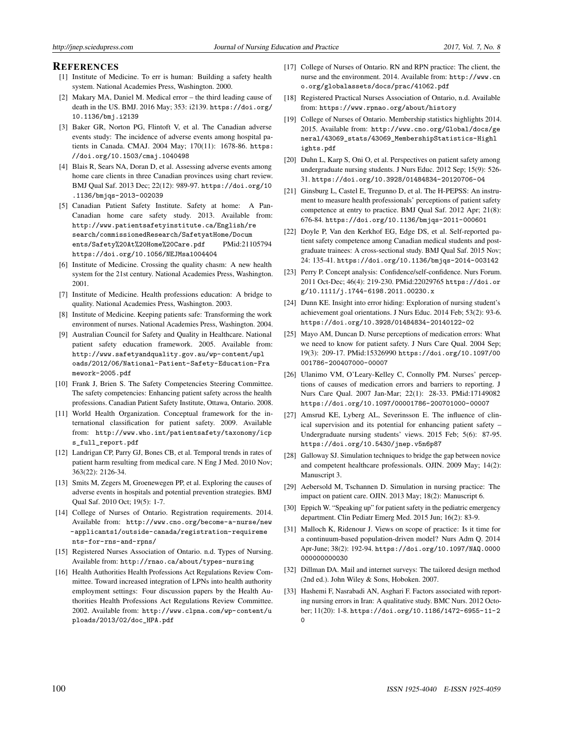## REFERENCES

[1] Institute of Medicine. To err is human: Building a safety health system. National Academies Press, Washington. 2000.

[2] Makary MA, Daniel M. Medical error – the third leading cause of death in the US. BMJ. 2016 May; 353: i2139. https://doi.org/10.1136/bmj.i2139

[3] Baker GR, Norton PG, Flintoft V, et al. The Canadian adverse events study: The incidence of adverse events among hospital patients in Canada. CMAJ. 2004 May; 170(11): 1678-86. https://doi.org/10.1503/cmaj.1040498

[4] Blais R, Sears NA, Doran D, et al. Assessing adverse events among home care clients in three Canadian provinces using chart review. BMJ Qual Saf. 2013 Dec; 22(12): 989-97. https://doi.org/10.1136/bmjqs-2013-002039

[5] Canadian Patient Safety Institute. Safety at home: A Pan-Canadian home care safety study. 2013. Available from: http://www.patientsafetyinstitute.ca/English/research/commissionedResearch/SafetyatHome/Documents/Safety%20At%20Home%20Care.pdf PMid:21105794 https://doi.org/10.1056/NEJMsa1004404

[6] Institute of Medicine. Crossing the quality chasm: A new health system for the 21st century. National Academies Press, Washington. 2001.

[7] Institute of Medicine. Health professions education: A bridge to quality. National Academies Press, Washington. 2003.

[8] Institute of Medicine. Keeping patients safe: Transforming the work environment of nurses. National Academies Press, Washington. 2004.

[9] Australian Council for Safety and Quality in Healthcare. National patient safety education framework. 2005. Available from: http://www.safetyandquality.gov.au/wp-content/uploads/2012/06/National-Patient-Safety-Education-Framework-2005.pdf

[10] Frank J, Brien S. The Safety Competencies Steering Committee. The safety competencies: Enhancing patient safety across the health professions. Canadian Patient Safety Institute, Ottawa, Ontario. 2008.

[11] World Health Organization. Conceptual framework for the international classification for patient safety. 2009. Available from: http://www.who.int/patientsafety/taxonomy/icps_full_report.pdf

[12] Landrigan CP, Parry GJ, Bones CB, et al. Temporal trends in rates of patient harm resulting from medical care. N Eng J Med. 2010 Nov; 363(22): 2126-34.

[13] Smits M, Zegers M, Groenewegen PP, et al. Exploring the causes of adverse events in hospitals and potential prevention strategies. BMJ Qual Saf. 2010 Oct; 19(5): 1-7.

[14] College of Nurses of Ontario. Registration requirements. 2014. Available from: http://www.cno.org/become-a-nurse/new-applicants1/outside-canada/registration-requirements-for-rns-and-rpns/

[15] Registered Nurses Association of Ontario. n.d. Types of Nursing. Available from: http://rnao.ca/about/types-nursing

[16] Health Authorities Health Professions Act Regulations Review Committee. Toward increased integration of LPNs into health authority employment settings: Four discussion papers by the Health Authorities Health Professions Act Regulations Review Committee. 2002. Available from: http://www.clpna.com/wp-content/uploads/2013/02/doc_HPA.pdf

[17] College of Nurses of Ontario. RN and RPN practice: The client, the nurse and the environment. 2014. Available from: http://www.cno.org/globalassets/docs/prac/41062.pdf

[18] Registered Practical Nurses Association of Ontario, n.d. Available from: https://www.rpnao.org/about/history

[19] College of Nurses of Ontario. Membership statistics highlights 2014. 2015. Available from: http://www.cno.org/Global/docs/general/43069_stats/43069_MembershipStatistics-Highlights.pdf

[20] Duhn L, Karp S, Oni O, et al. Perspectives on patient safety among undergraduate nursing students. J Nurs Educ. 2012 Sep; 15(9): 526-31. https://doi.org/10.3928/01484834-20120706-04

[21] Ginsburg L, Castel E, Tregunno D, et al. The H-PEPSS: An instrument to measure health professionals' perceptions of patient safety competence at entry to practice. BMJ Qual Saf. 2012 Apr; 21(8): 676-84. https://doi.org/10.1136/bmjqs-2011-000601

[22] Doyle P, Van den Kerkhof EG, Edge DS, et al. Self-reported patient safety competence among Canadian medical students and postgraduate trainees: A cross-sectional study. BMJ Qual Saf. 2015 Nov; 24: 135-41. https://doi.org/10.1136/bmjqs-2014-003142

[23] Perry P. Concept analysis: Confidence/self-confidence. Nurs Forum. 2011 Oct-Dec; 46(4): 219-230. PMid:22029765 https://doi.org/10.1111/j.1744-6198.2011.00230.x

[24] Dunn KE. Insight into error hiding: Exploration of nursing student's achievement goal orientations. J Nurs Educ. 2014 Feb; 53(2): 93-6. https://doi.org/10.3928/01484834-20140122-02

[25] Mayo AM, Duncan D. Nurse perceptions of medication errors: What we need to know for patient safety. J Nurs Care Qual. 2004 Sep; 19(3): 209-17. PMid:15326990 https://doi.org/10.1097/00001786-200407000-00007

[26] Ulanimo VM, O'Leary-Kelley C, Connolly PM. Nurses' perceptions of causes of medication errors and barriers to reporting. J Nurs Care Qual. 2007 Jan-Mar; 22(1): 28-33. PMid:17149082 https://doi.org/10.1097/00001786-200701000-00007

[27] Amsrud KE, Lyberg AL, Severinsson E. The influence of clinical supervision and its potential for enhancing patient safety – Undergraduate nursing students' views. 2015 Feb; 5(6): 87-95. https://doi.org/10.5430/jnep.v5n6p87

[28] Galloway SJ. Simulation techniques to bridge the gap between novice and competent healthcare professionals. OJIN. 2009 May; 14(2): Manuscript 3.

[29] Aebersold M, Tschannen D. Simulation in nursing practice: The impact on patient care. OJIN. 2013 May; 18(2): Manuscript 6.

[30] Eppich W. "Speaking up" for patient safety in the pediatric emergency department. Clin Pediatr Emerg Med. 2015 Jun; 16(2): 83-9.

[31] Malloch K, Ridenour J. Views on scope of practice: Is it time for a continuum-based population-driven model? Nurs Adm Q. 2014 Apr-June; 38(2): 192-94. https://doi.org/10.1097/NAQ.0000000000000030

[32] Dillman DA. Mail and internet surveys: The tailored design method (2nd ed.). John Wiley & Sons, Hoboken. 2007.

[33] Hashemi F, Nasrabadi AN, Asghari F. Factors associated with reporting nursing errors in Iran: A qualitative study. BMC Nurs. 2012 October; 11(20): 1-8. https://doi.org/10.1186/1472-6955-11-20